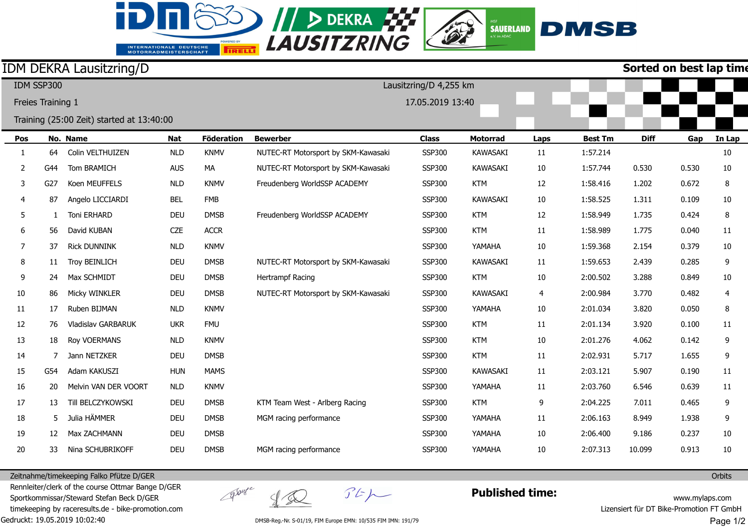# IDM DEKRA Lausitzring/D

**Sorted on best lap time**

IDM SSP300

Freies Training 1

Training (25:00 Zeit) started at 13:40:00

Lausitzring/D 4,255 km

17.05.2019 13:40

| Pos | No. | Name | Nat | Föderation | Bewerber | Class | Motorrad | Laps | Best Tm | Diff | Gap | In Lap |
|---|---|---|---|---|---|---|---|---|---|---|---|---|
| 1 | 64 | Colin VELTHUIZEN | NLD | KNMV | NUTEC-RT Motorsport by SKM-Kawasaki | SSP300 | KAWASAKI | 11 | 1:57.214 | | | 10 |
| 2 | G44 | Tom BRAMICH | AUS | MA | NUTEC-RT Motorsport by SKM-Kawasaki | SSP300 | KAWASAKI | 10 | 1:57.744 | 0.530 | 0.530 | 10 |
| 3 | G27 | Koen MEUFFELS | NLD | KNMV | Freudenberg WorldSSP ACADEMY | SSP300 | KTM | 12 | 1:58.416 | 1.202 | 0.672 | 8 |
| 4 | 87 | Angelo LICCIARDI | BEL | FMB | | SSP300 | KAWASAKI | 10 | 1:58.525 | 1.311 | 0.109 | 10 |
| 5 | 1 | Toni ERHARD | DEU | DMSB | Freudenberg WorldSSP ACADEMY | SSP300 | KTM | 12 | 1:58.949 | 1.735 | 0.424 | 8 |
| 6 | 56 | David KUBAN | CZE | ACCR | | SSP300 | KTM | 11 | 1:58.989 | 1.775 | 0.040 | 11 |
| 7 | 37 | Rick DUNNINK | NLD | KNMV | | SSP300 | YAMAHA | 10 | 1:59.368 | 2.154 | 0.379 | 10 |
| 8 | 11 | Troy BEINLICH | DEU | DMSB | NUTEC-RT Motorsport by SKM-Kawasaki | SSP300 | KAWASAKI | 11 | 1:59.653 | 2.439 | 0.285 | 9 |
| 9 | 24 | Max SCHMIDT | DEU | DMSB | Hertrampf Racing | SSP300 | KTM | 10 | 2:00.502 | 3.288 | 0.849 | 10 |
| 10 | 86 | Micky WINKLER | DEU | DMSB | NUTEC-RT Motorsport by SKM-Kawasaki | SSP300 | KAWASAKI | 4 | 2:00.984 | 3.770 | 0.482 | 4 |
| 11 | 17 | Ruben BIJMAN | NLD | KNMV | | SSP300 | YAMAHA | 10 | 2:01.034 | 3.820 | 0.050 | 8 |
| 12 | 76 | Vladislav GARBARUK | UKR | FMU | | SSP300 | KTM | 11 | 2:01.134 | 3.920 | 0.100 | 11 |
| 13 | 18 | Roy VOERMANS | NLD | KNMV | | SSP300 | KTM | 10 | 2:01.276 | 4.062 | 0.142 | 9 |
| 14 | 7 | Jann NETZKER | DEU | DMSB | | SSP300 | KTM | 11 | 2:02.931 | 5.717 | 1.655 | 9 |
| 15 | G54 | Adam KAKUSZI | HUN | MAMS | | SSP300 | KAWASAKI | 11 | 2:03.121 | 5.907 | 0.190 | 11 |
| 16 | 20 | Melvin VAN DER VOORT | NLD | KNMV | | SSP300 | YAMAHA | 11 | 2:03.760 | 6.546 | 0.639 | 11 |
| 17 | 13 | Till BELCZYKOWSKI | DEU | DMSB | KTM Team West - Arlberg Racing | SSP300 | KTM | 9 | 2:04.225 | 7.011 | 0.465 | 9 |
| 18 | 5 | Julia HÄMMER | DEU | DMSB | MGM racing performance | SSP300 | YAMAHA | 11 | 2:06.163 | 8.949 | 1.938 | 9 |
| 19 | 12 | Max ZACHMANN | DEU | DMSB | | SSP300 | YAMAHA | 10 | 2:06.400 | 9.186 | 0.237 | 10 |
| 20 | 33 | Nina SCHUBRIKOFF | DEU | DMSB | MGM racing performance | SSP300 | YAMAHA | 10 | 2:07.313 | 10.099 | 0.913 | 10 |

Zeitnahme/timekeeping Falko Pfütze D/GER

Rennleiter/clerk of the course Ottmar Bange D/GER

Sportkommissar/Steward Stefan Beck D/GER

timekeeping by raceresults.de - bike-promotion.com

Gedruckt: 19.05.2019 10:02:40

DMSB-Reg.-Nr. S-01/19, FIM Europe EMN: 10/535 FIM IMN: 191/79

**Published time:**

Orbits

www.mylaps.com

Lizensiert für DT Bike-Promotion FT GmbH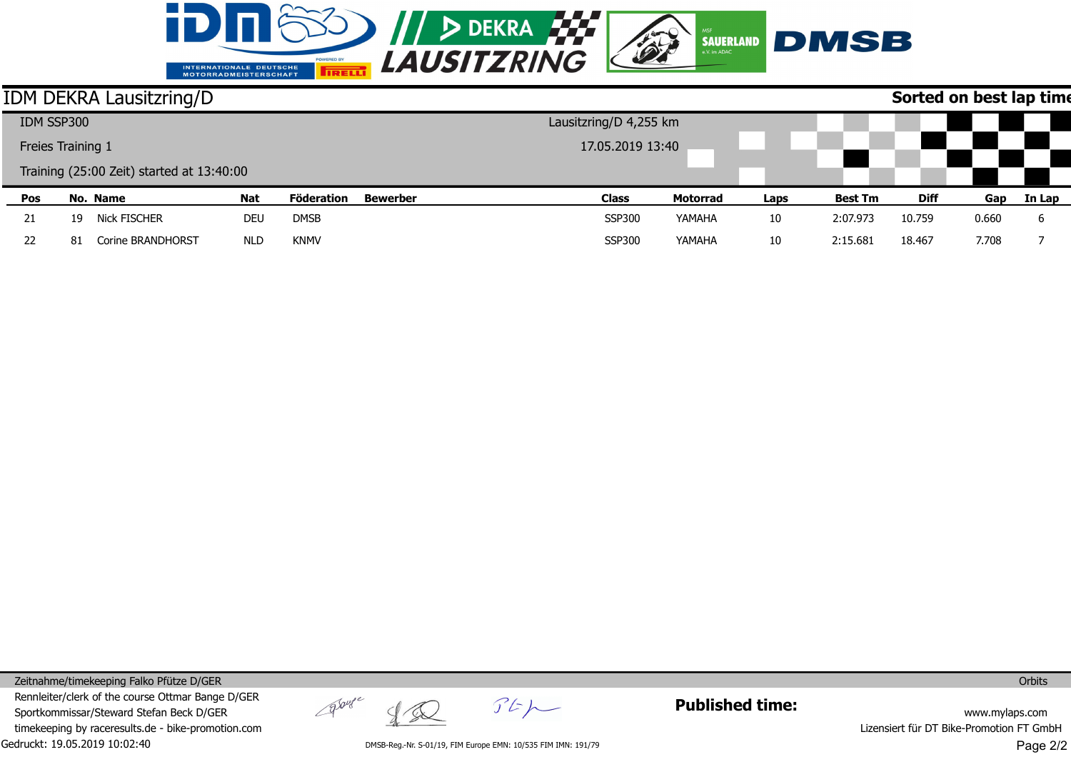# IDM DEKRA Lausitzring/D

**Sorted on best lap time**

IDM SSP300

Freies Training 1

Training (25:00 Zeit) started at 13:40:00

Lausitzring/D 4,255 km

17.05.2019 13:40

| Pos | No. | Name | Nat | Föderation | Bewerber | Class | Motorrad | Laps | Best Tm | Diff | Gap | In Lap |
|---|---|---|---|---|---|---|---|---|---|---|---|---|
| 21 | 19 | Nick FISCHER | DEU | DMSB | | SSP300 | YAMAHA | 10 | 2:07.973 | 10.759 | 0.660 | 6 |
| 22 | 81 | Corine BRANDHORST | NLD | KNMV | | SSP300 | YAMAHA | 10 | 2:15.681 | 18.467 | 7.708 | 7 |

Zeitnahme/timekeeping Falko Pfütze D/GER

Rennleiter/clerk of the course Ottmar Bange D/GER

Sportkommissar/Steward Stefan Beck D/GER

timekeeping by raceresults.de - bike-promotion.com

Gedruckt: 19.05.2019 10:02:40

DMSB-Reg.-Nr. S-01/19, FIM Europe EMN: 10/535 FIM IMN: 191/79

**Published time:**

Orbits

www.mylaps.com

Lizensiert für DT Bike-Promotion FT GmbH